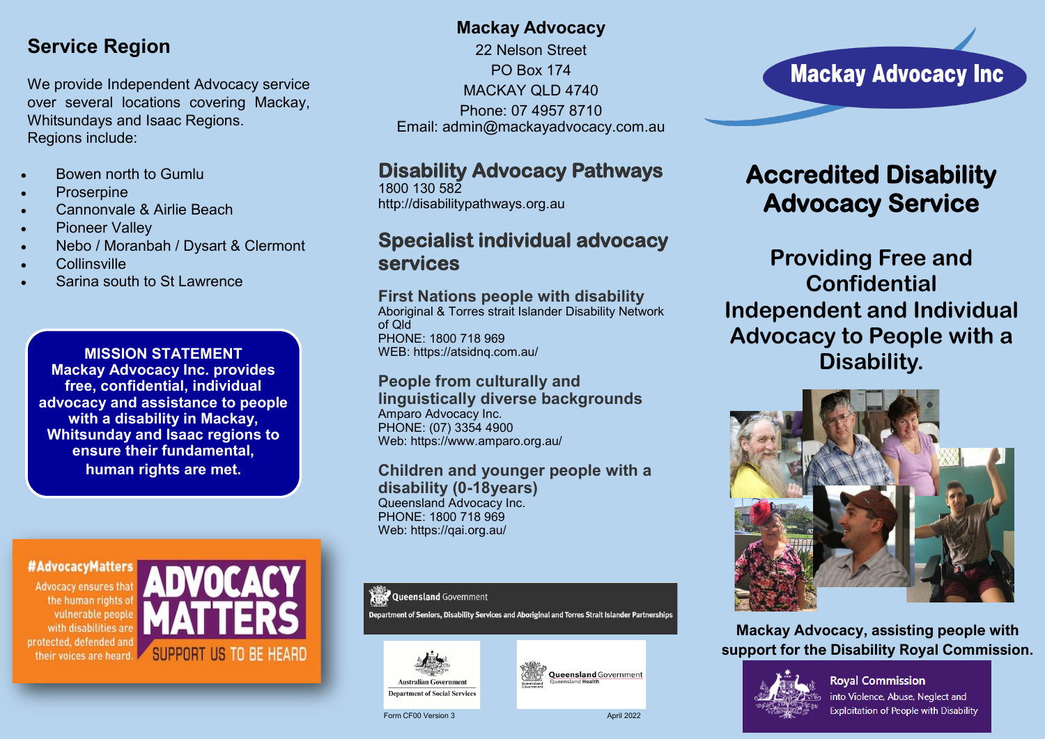## Service Region

We provide Independent Advocacy service over several locations covering Mackay, Whitsundays and Isaac Regions. Regions include:

- Bowen north to Gumlu
- Proserpine
- Cannonvale & Airlie Beach
- Pioneer Valley
- Nebo / Moranbah / Dysart & Clermont
- Collinsville
- Sarina south to St Lawrence

**MISSION STATEMENT**
**Mackay Advocacy Inc. provides free, confidential, individual advocacy and assistance to people with a disability in Mackay, Whitsunday and Isaac regions to ensure their fundamental, human rights are met.**

**#AdvocacyMatters**

Advocacy ensures that the human rights of vulnerable people with disabilities are protected, defended and their voices are heard.

**ADVOCACY MATTERS**

SUPPORT US TO BE HEARD

**Mackay Advocacy**
22 Nelson Street
PO Box 174
MACKAY QLD 4740
Phone: 07 4957 8710
Email: admin@mackayadvocacy.com.au

## Disability Advocacy Pathways

1800 130 582
http://disabilitypathways.org.au

## Specialist individual advocacy services

### First Nations people with disability

Aboriginal & Torres strait Islander Disability Network of Qld
PHONE: 1800 718 969
WEB: https://atsidnq.com.au/

### People from culturally and linguistically diverse backgrounds

Amparo Advocacy Inc.
PHONE: (07) 3354 4900
Web: https://www.amparo.org.au/

### Children and younger people with a disability (0-18years)

Queensland Advocacy Inc.
PHONE: 1800 718 969
Web: https://qai.org.au/

Queensland Government
Department of Seniors, Disability Services and Aboriginal and Torres Strait Islander Partnerships

Australian Government
Department of Social Services

Queensland Government
Queensland Health

Form CF00 Version 3

April 2022

# Mackay Advocacy Inc

# Accredited Disability Advocacy Service

## Providing Free and Confidential Independent and Individual Advocacy to People with a Disability.

**Mackay Advocacy, assisting people with support for the Disability Royal Commission.**

**Royal Commission**
into Violence, Abuse, Neglect and Exploitation of People with Disability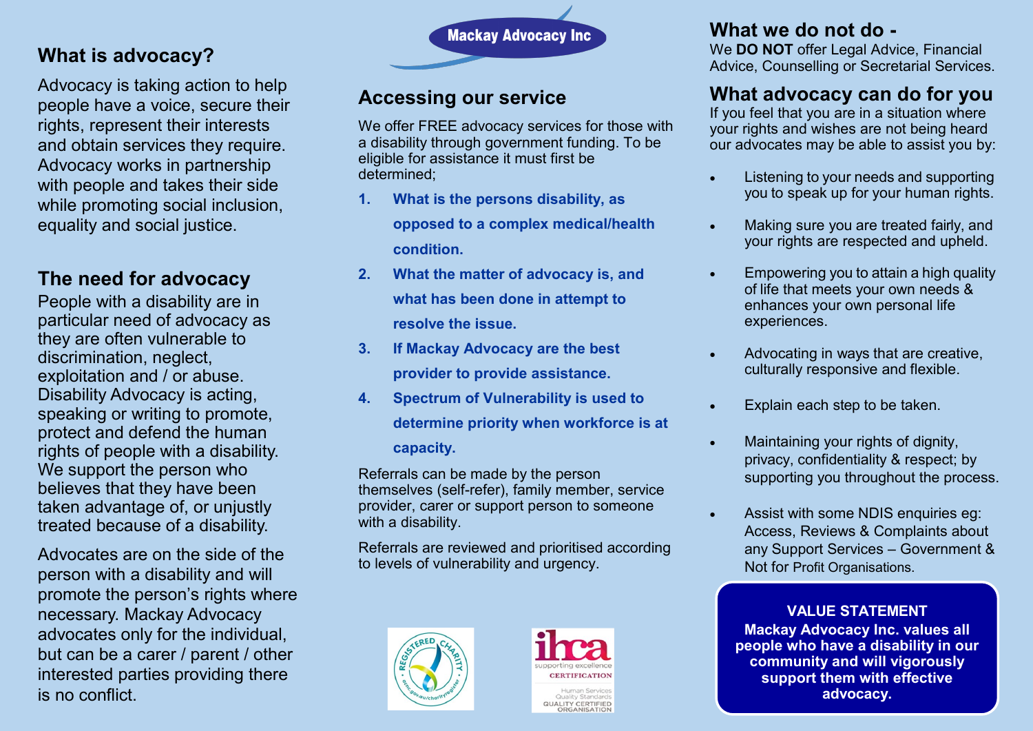## What is advocacy?

Advocacy is taking action to help people have a voice, secure their rights, represent their interests and obtain services they require. Advocacy works in partnership with people and takes their side while promoting social inclusion, equality and social justice.

## The need for advocacy

People with a disability are in particular need of advocacy as they are often vulnerable to discrimination, neglect, exploitation and / or abuse. Disability Advocacy is acting, speaking or writing to promote, protect and defend the human rights of people with a disability. We support the person who believes that they have been taken advantage of, or unjustly treated because of a disability.

Advocates are on the side of the person with a disability and will promote the person's rights where necessary. Mackay Advocacy advocates only for the individual, but can be a carer / parent / other interested parties providing there is no conflict.

**Mackay Advocacy Inc**

## Accessing our service

We offer FREE advocacy services for those with a disability through government funding. To be eligible for assistance it must first be determined;

1. **What is the persons disability, as opposed to a complex medical/health condition.**
2. **What the matter of advocacy is, and what has been done in attempt to resolve the issue.**
3. **If Mackay Advocacy are the best provider to provide assistance.**
4. **Spectrum of Vulnerability is used to determine priority when workforce is at capacity.**

Referrals can be made by the person themselves (self-refer), family member, service provider, carer or support person to someone with a disability.

Referrals are reviewed and prioritised according to levels of vulnerability and urgency.

## What we do not do -

We **DO NOT** offer Legal Advice, Financial Advice, Counselling or Secretarial Services.

## What advocacy can do for you

If you feel that you are in a situation where your rights and wishes are not being heard our advocates may be able to assist you by:

- Listening to your needs and supporting you to speak up for your human rights.
- Making sure you are treated fairly, and your rights are respected and upheld.
- Empowering you to attain a high quality of life that meets your own needs & enhances your own personal life experiences.
- Advocating in ways that are creative, culturally responsive and flexible.
- Explain each step to be taken.
- Maintaining your rights of dignity, privacy, confidentiality & respect; by supporting you throughout the process.
- Assist with some NDIS enquiries eg: Access, Reviews & Complaints about any Support Services – Government & Not for Profit Organisations.

**VALUE STATEMENT**

**Mackay Advocacy Inc. values all people who have a disability in our community and will vigorously support them with effective advocacy.**